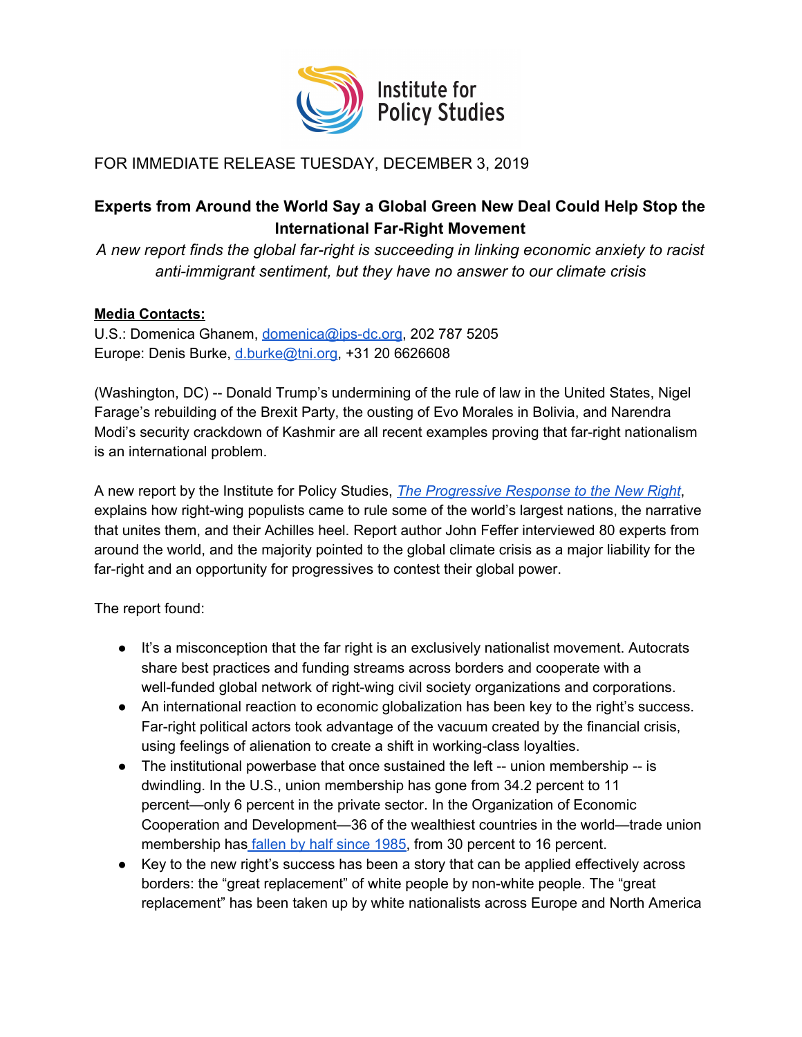Institute for Policy Studies

FOR IMMEDIATE RELEASE TUESDAY, DECEMBER 3, 2019

**Experts from Around the World Say a Global Green New Deal Could Help Stop the International Far-Right Movement**

*A new report finds the global far-right is succeeding in linking economic anxiety to racist anti-immigrant sentiment, but they have no answer to our climate crisis*

**Media Contacts:**
U.S.: Domenica Ghanem, domenica@ips-dc.org, 202 787 5205
Europe: Denis Burke, d.burke@tni.org, +31 20 6626608

(Washington, DC) -- Donald Trump's undermining of the rule of law in the United States, Nigel Farage's rebuilding of the Brexit Party, the ousting of Evo Morales in Bolivia, and Narendra Modi's security crackdown of Kashmir are all recent examples proving that far-right nationalism is an international problem.

A new report by the Institute for Policy Studies, *The Progressive Response to the New Right*, explains how right-wing populists came to rule some of the world's largest nations, the narrative that unites them, and their Achilles heel. Report author John Feffer interviewed 80 experts from around the world, and the majority pointed to the global climate crisis as a major liability for the far-right and an opportunity for progressives to contest their global power.

The report found:

- It's a misconception that the far right is an exclusively nationalist movement. Autocrats share best practices and funding streams across borders and cooperate with a well-funded global network of right-wing civil society organizations and corporations.
- An international reaction to economic globalization has been key to the right's success. Far-right political actors took advantage of the vacuum created by the financial crisis, using feelings of alienation to create a shift in working-class loyalties.
- The institutional powerbase that once sustained the left -- union membership -- is dwindling. In the U.S., union membership has gone from 34.2 percent to 11 percent—only 6 percent in the private sector. In the Organization of Economic Cooperation and Development—36 of the wealthiest countries in the world—trade union membership has fallen by half since 1985, from 30 percent to 16 percent.
- Key to the new right's success has been a story that can be applied effectively across borders: the "great replacement" of white people by non-white people. The "great replacement" has been taken up by white nationalists across Europe and North America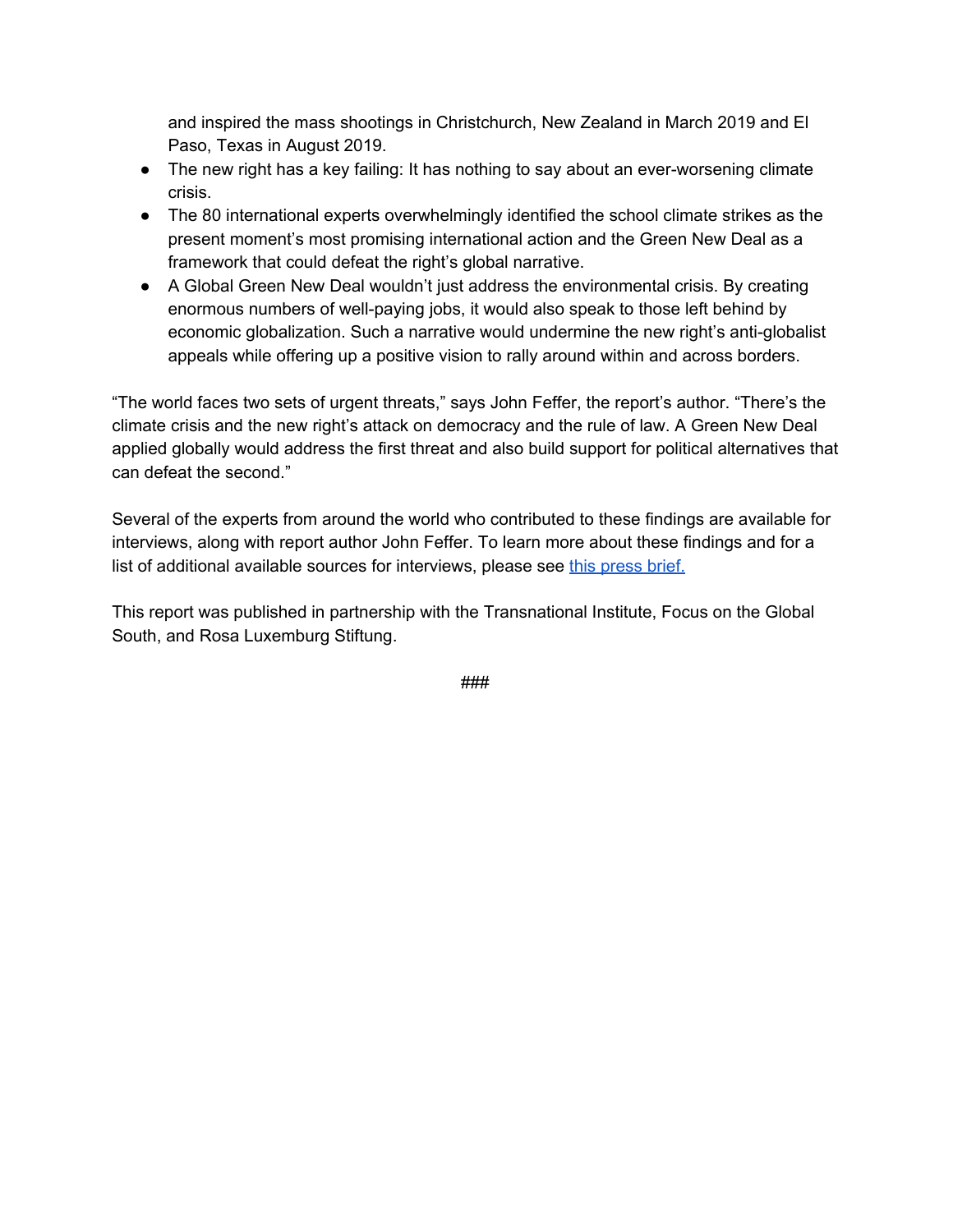and inspired the mass shootings in Christchurch, New Zealand in March 2019 and El Paso, Texas in August 2019.

- The new right has a key failing: It has nothing to say about an ever-worsening climate crisis.
- The 80 international experts overwhelmingly identified the school climate strikes as the present moment's most promising international action and the Green New Deal as a framework that could defeat the right's global narrative.
- A Global Green New Deal wouldn't just address the environmental crisis. By creating enormous numbers of well-paying jobs, it would also speak to those left behind by economic globalization. Such a narrative would undermine the new right's anti-globalist appeals while offering up a positive vision to rally around within and across borders.

"The world faces two sets of urgent threats," says John Feffer, the report's author. "There's the climate crisis and the new right's attack on democracy and the rule of law. A Green New Deal applied globally would address the first threat and also build support for political alternatives that can defeat the second."

Several of the experts from around the world who contributed to these findings are available for interviews, along with report author John Feffer. To learn more about these findings and for a list of additional available sources for interviews, please see this press brief.

This report was published in partnership with the Transnational Institute, Focus on the Global South, and Rosa Luxemburg Stiftung.

###